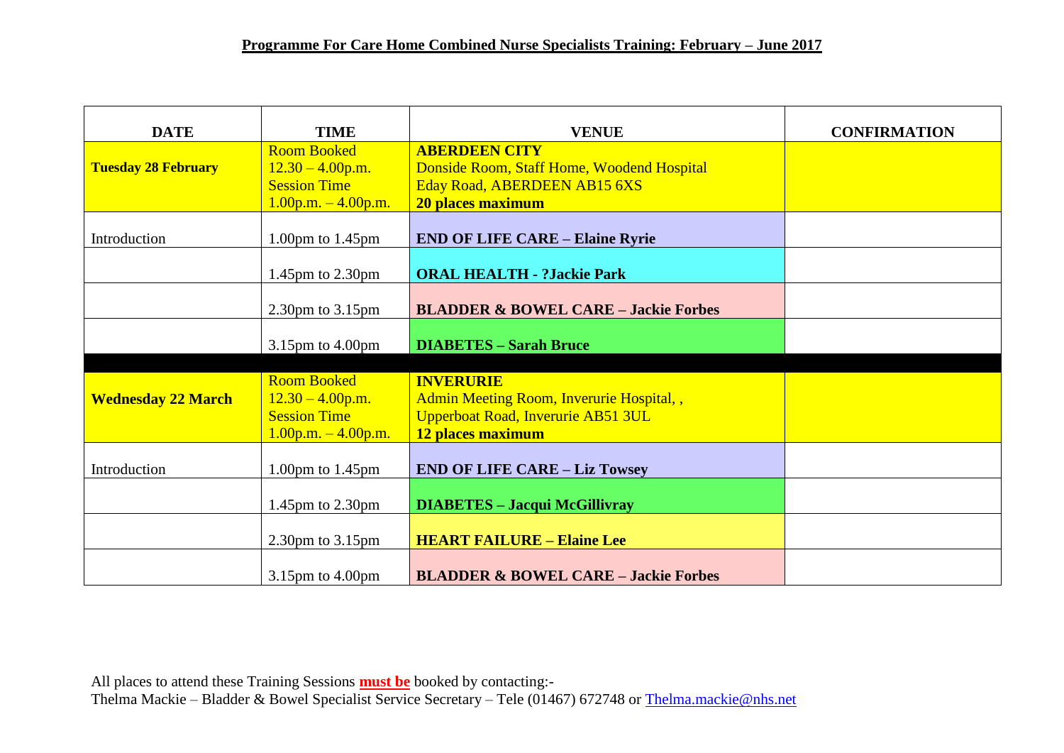# Programme For Care Home Combined Nurse Specialists Training: February – June 2017

| DATE | TIME | VENUE | CONFIRMATION |
|---|---|---|---|
| **Tuesday 28 February** | Room Booked<br>12.30 – 4.00p.m.<br>Session Time<br>1.00p.m. – 4.00p.m. | **ABERDEEN CITY**<br>Donside Room, Staff Home, Woodend Hospital<br>Eday Road, ABERDEEN AB15 6XS<br>**20 places maximum** | |
| Introduction | 1.00pm to 1.45pm | **END OF LIFE CARE – Elaine Ryrie** | |
| | 1.45pm to 2.30pm | **ORAL HEALTH - ?Jackie Park** | |
| | 2.30pm to 3.15pm | **BLADDER & BOWEL CARE – Jackie Forbes** | |
| | 3.15pm to 4.00pm | **DIABETES – Sarah Bruce** | |
| | | | |
| **Wednesday 22 March** | Room Booked<br>12.30 – 4.00p.m.<br>Session Time<br>1.00p.m. – 4.00p.m. | **INVERURIE**<br>Admin Meeting Room, Inverurie Hospital, ,<br>Upperboat Road, Inverurie AB51 3UL<br>**12 places maximum** | |
| Introduction | 1.00pm to 1.45pm | **END OF LIFE CARE – Liz Towsey** | |
| | 1.45pm to 2.30pm | **DIABETES – Jacqui McGillivray** | |
| | 2.30pm to 3.15pm | **HEART FAILURE – Elaine Lee** | |
| | 3.15pm to 4.00pm | **BLADDER & BOWEL CARE – Jackie Forbes** | |

All places to attend these Training Sessions **must be** booked by contacting:-
Thelma Mackie – Bladder & Bowel Specialist Service Secretary – Tele (01467) 672748 or Thelma.mackie@nhs.net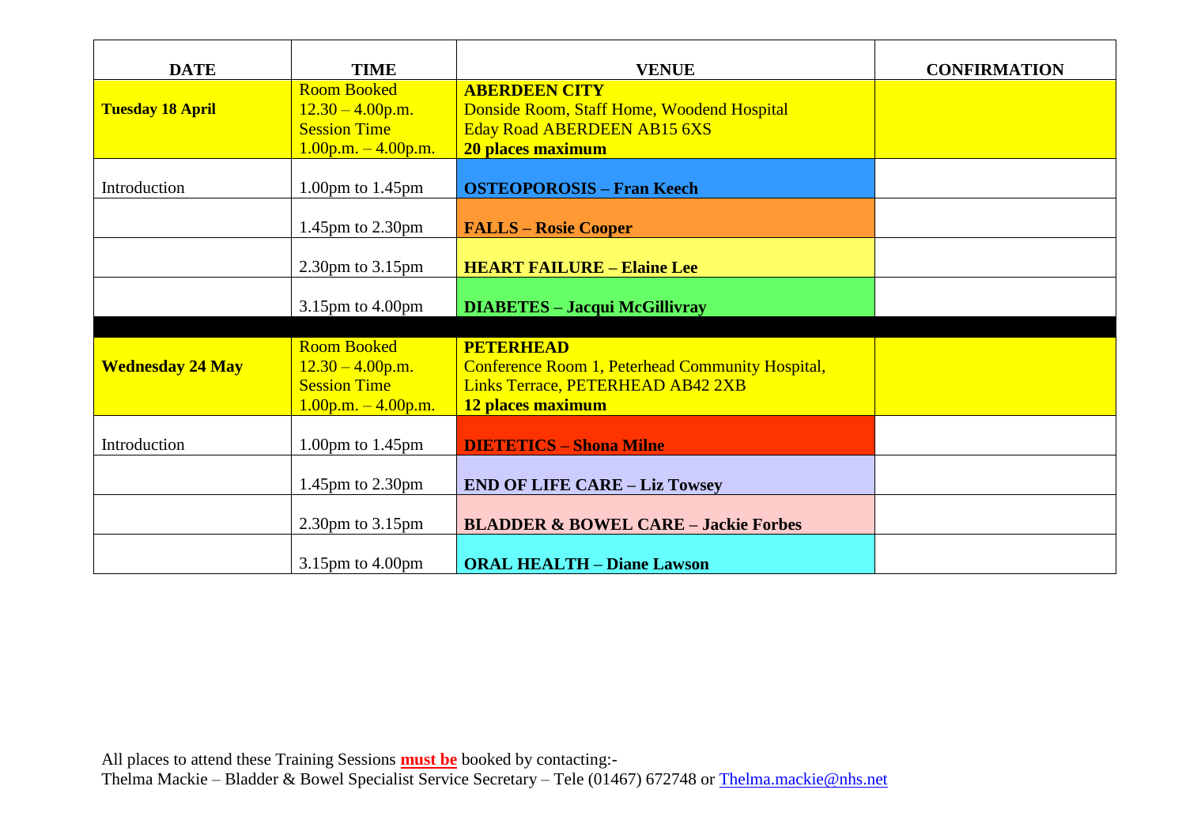| DATE | TIME | VENUE | CONFIRMATION |
|---|---|---|---|
| **Tuesday 18 April** | Room Booked<br>12.30 – 4.00p.m.<br>Session Time<br>1.00p.m. – 4.00p.m. | **ABERDEEN CITY**<br>Donside Room, Staff Home, Woodend Hospital<br>Eday Road ABERDEEN AB15 6XS<br>**20 places maximum** | |
| Introduction | 1.00pm to 1.45pm | **OSTEOPOROSIS – Fran Keech** | |
| | 1.45pm to 2.30pm | **FALLS – Rosie Cooper** | |
| | 2.30pm to 3.15pm | **HEART FAILURE – Elaine Lee** | |
| | 3.15pm to 4.00pm | **DIABETES – Jacqui McGillivray** | |
| | | | |
| **Wednesday 24 May** | Room Booked<br>12.30 – 4.00p.m.<br>Session Time<br>1.00p.m. – 4.00p.m. | **PETERHEAD**<br>Conference Room 1, Peterhead Community Hospital,<br>Links Terrace, PETERHEAD AB42 2XB<br>**12 places maximum** | |
| Introduction | 1.00pm to 1.45pm | **DIETETICS – Shona Milne** | |
| | 1.45pm to 2.30pm | **END OF LIFE CARE – Liz Towsey** | |
| | 2.30pm to 3.15pm | **BLADDER & BOWEL CARE – Jackie Forbes** | |
| | 3.15pm to 4.00pm | **ORAL HEALTH – Diane Lawson** | |

All places to attend these Training Sessions **must be** booked by contacting:-
Thelma Mackie – Bladder & Bowel Specialist Service Secretary – Tele (01467) 672748 or Thelma.mackie@nhs.net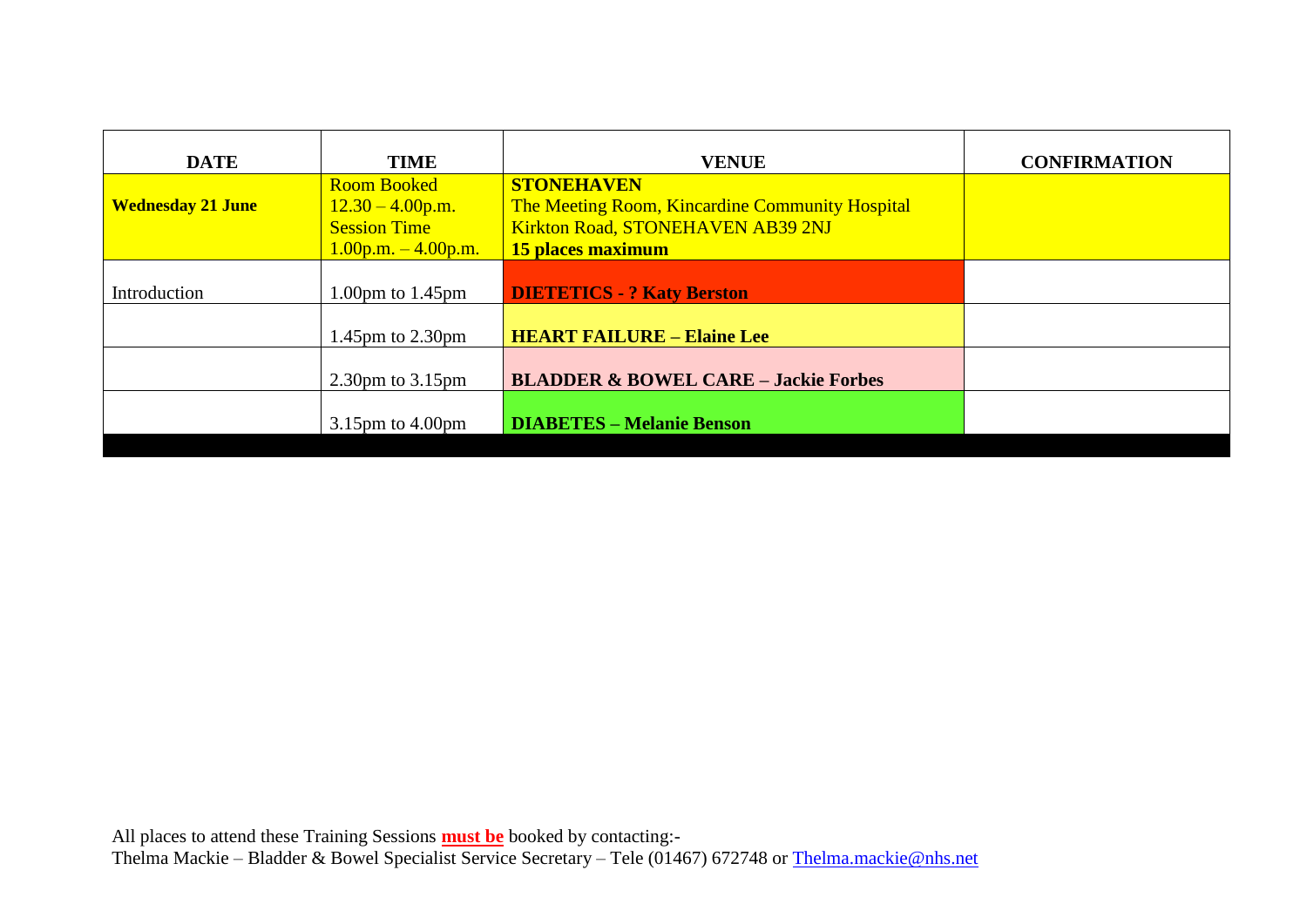| DATE | TIME | VENUE | CONFIRMATION |
|---|---|---|---|
| **Wednesday 21 June** | Room Booked<br>12.30 – 4.00p.m.<br>Session Time<br>1.00p.m. – 4.00p.m. | **STONEHAVEN**<br>The Meeting Room, Kincardine Community Hospital<br>Kirkton Road, STONEHAVEN AB39 2NJ<br>**15 places maximum** | |
| Introduction | 1.00pm to 1.45pm | **DIETETICS - ? Katy Berston** | |
| | 1.45pm to 2.30pm | **HEART FAILURE – Elaine Lee** | |
| | 2.30pm to 3.15pm | **BLADDER & BOWEL CARE – Jackie Forbes** | |
| | 3.15pm to 4.00pm | **DIABETES – Melanie Benson** | |

All places to attend these Training Sessions **must be** booked by contacting:-
Thelma Mackie – Bladder & Bowel Specialist Service Secretary – Tele (01467) 672748 or Thelma.mackie@nhs.net